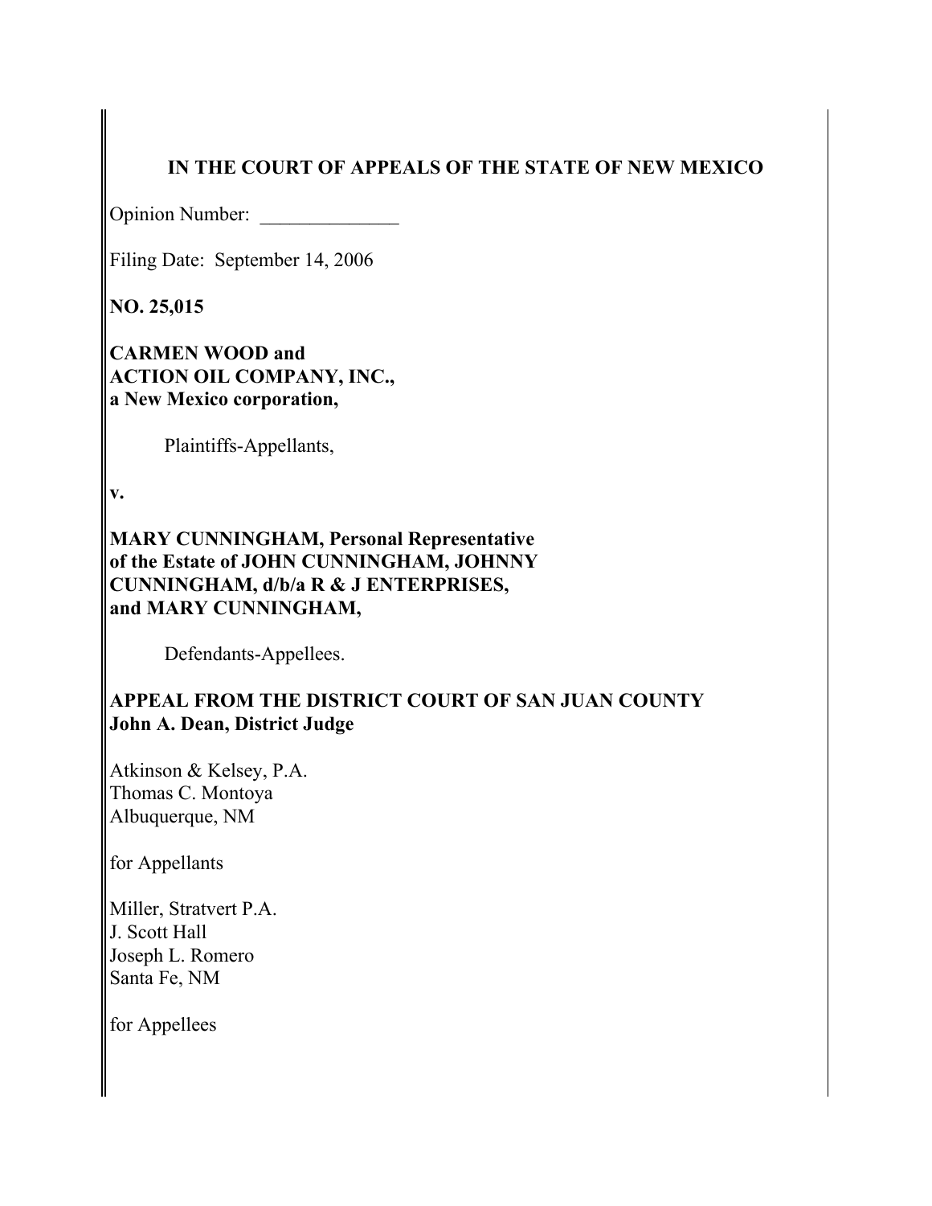**IN THE COURT OF APPEALS OF THE STATE OF NEW MEXICO**

Opinion Number: ______________

Filing Date: September 14, 2006

**NO. 25,015**

**CARMEN WOOD and**
**ACTION OIL COMPANY, INC.,**
**a New Mexico corporation,**

Plaintiffs-Appellants,

**v.**

**MARY CUNNINGHAM, Personal Representative**
**of the Estate of JOHN CUNNINGHAM, JOHNNY**
**CUNNINGHAM, d/b/a R & J ENTERPRISES,**
**and MARY CUNNINGHAM,**

Defendants-Appellees.

**APPEAL FROM THE DISTRICT COURT OF SAN JUAN COUNTY**
**John A. Dean, District Judge**

Atkinson & Kelsey, P.A.
Thomas C. Montoya
Albuquerque, NM

for Appellants

Miller, Stratvert P.A.
J. Scott Hall
Joseph L. Romero
Santa Fe, NM

for Appellees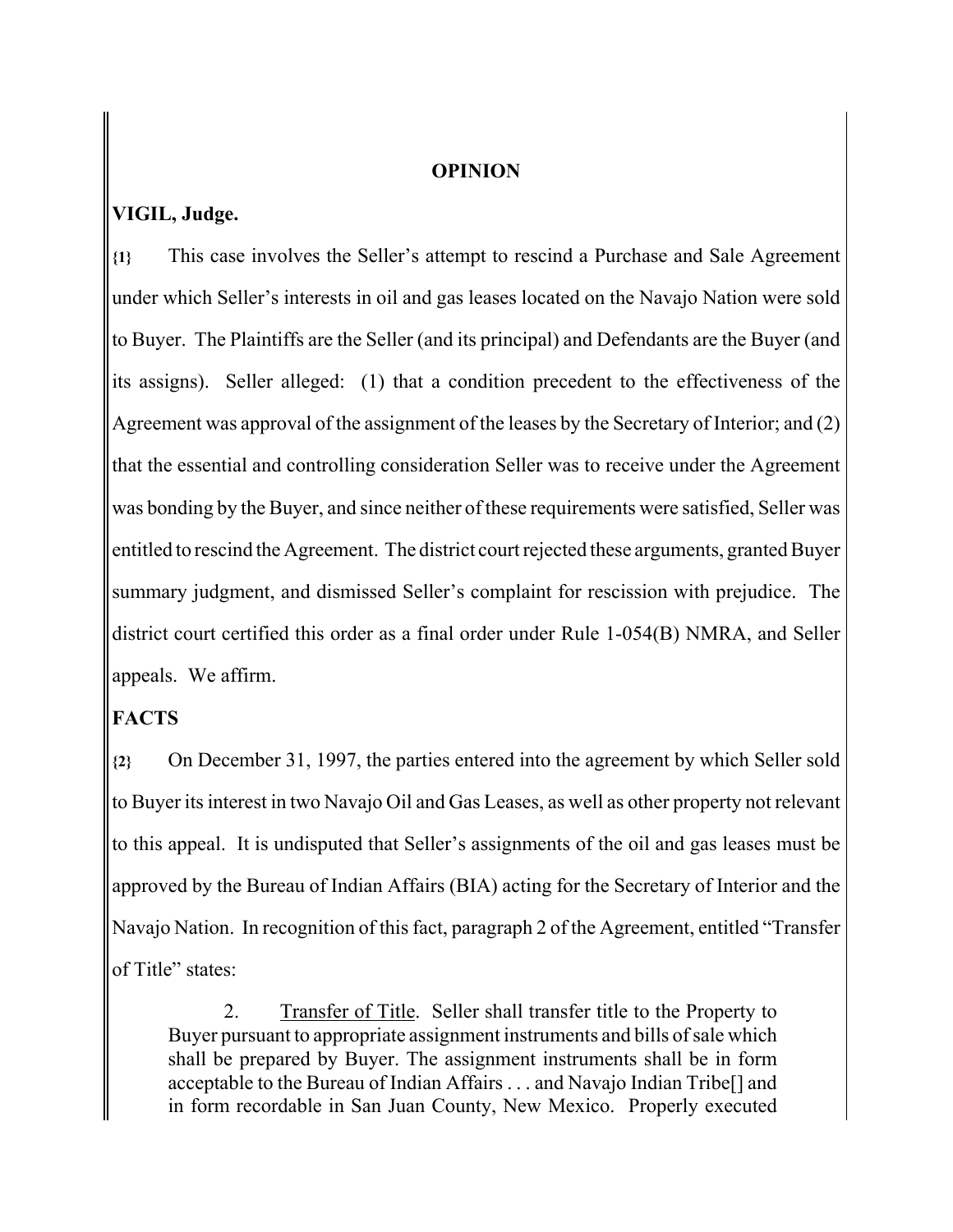## OPINION

**VIGIL, Judge.**

**{1}** This case involves the Seller's attempt to rescind a Purchase and Sale Agreement under which Seller's interests in oil and gas leases located on the Navajo Nation were sold to Buyer. The Plaintiffs are the Seller (and its principal) and Defendants are the Buyer (and its assigns). Seller alleged: (1) that a condition precedent to the effectiveness of the Agreement was approval of the assignment of the leases by the Secretary of Interior; and (2) that the essential and controlling consideration Seller was to receive under the Agreement was bonding by the Buyer, and since neither of these requirements were satisfied, Seller was entitled to rescind the Agreement. The district court rejected these arguments, granted Buyer summary judgment, and dismissed Seller's complaint for rescission with prejudice. The district court certified this order as a final order under Rule 1-054(B) NMRA, and Seller appeals. We affirm.

## FACTS

**{2}** On December 31, 1997, the parties entered into the agreement by which Seller sold to Buyer its interest in two Navajo Oil and Gas Leases, as well as other property not relevant to this appeal. It is undisputed that Seller's assignments of the oil and gas leases must be approved by the Bureau of Indian Affairs (BIA) acting for the Secretary of Interior and the Navajo Nation. In recognition of this fact, paragraph 2 of the Agreement, entitled "Transfer of Title" states:

> 2. Transfer of Title. Seller shall transfer title to the Property to Buyer pursuant to appropriate assignment instruments and bills of sale which shall be prepared by Buyer. The assignment instruments shall be in form acceptable to the Bureau of Indian Affairs . . . and Navajo Indian Tribe[] and in form recordable in San Juan County, New Mexico. Properly executed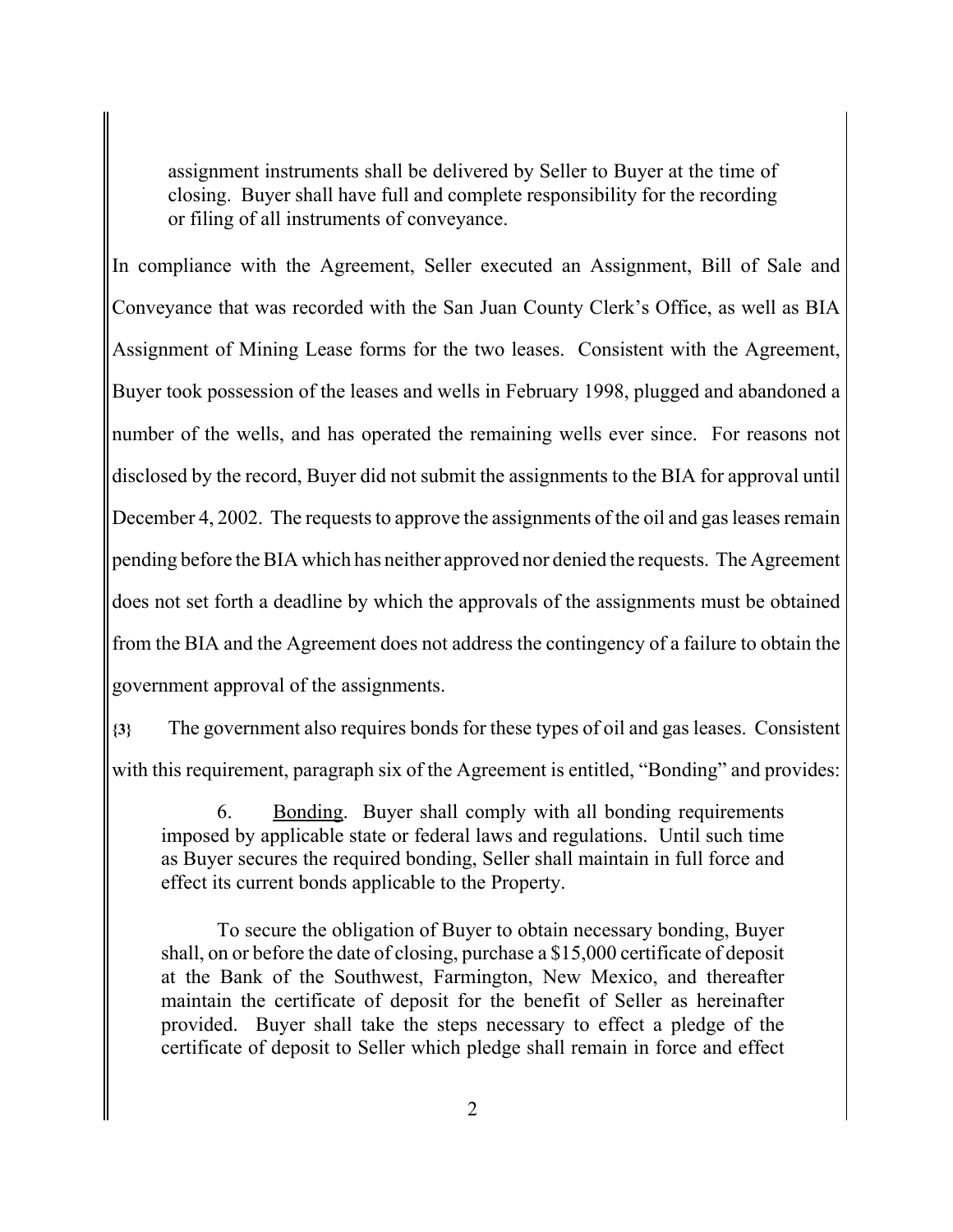> assignment instruments shall be delivered by Seller to Buyer at the time of closing. Buyer shall have full and complete responsibility for the recording or filing of all instruments of conveyance.

In compliance with the Agreement, Seller executed an Assignment, Bill of Sale and Conveyance that was recorded with the San Juan County Clerk's Office, as well as BIA Assignment of Mining Lease forms for the two leases. Consistent with the Agreement, Buyer took possession of the leases and wells in February 1998, plugged and abandoned a number of the wells, and has operated the remaining wells ever since. For reasons not disclosed by the record, Buyer did not submit the assignments to the BIA for approval until December 4, 2002. The requests to approve the assignments of the oil and gas leases remain pending before the BIA which has neither approved nor denied the requests. The Agreement does not set forth a deadline by which the approvals of the assignments must be obtained from the BIA and the Agreement does not address the contingency of a failure to obtain the government approval of the assignments.

**{3}** The government also requires bonds for these types of oil and gas leases. Consistent with this requirement, paragraph six of the Agreement is entitled, "Bonding" and provides:

> 6. Bonding. Buyer shall comply with all bonding requirements imposed by applicable state or federal laws and regulations. Until such time as Buyer secures the required bonding, Seller shall maintain in full force and effect its current bonds applicable to the Property.
>
> To secure the obligation of Buyer to obtain necessary bonding, Buyer shall, on or before the date of closing, purchase a $15,000 certificate of deposit at the Bank of the Southwest, Farmington, New Mexico, and thereafter maintain the certificate of deposit for the benefit of Seller as hereinafter provided. Buyer shall take the steps necessary to effect a pledge of the certificate of deposit to Seller which pledge shall remain in force and effect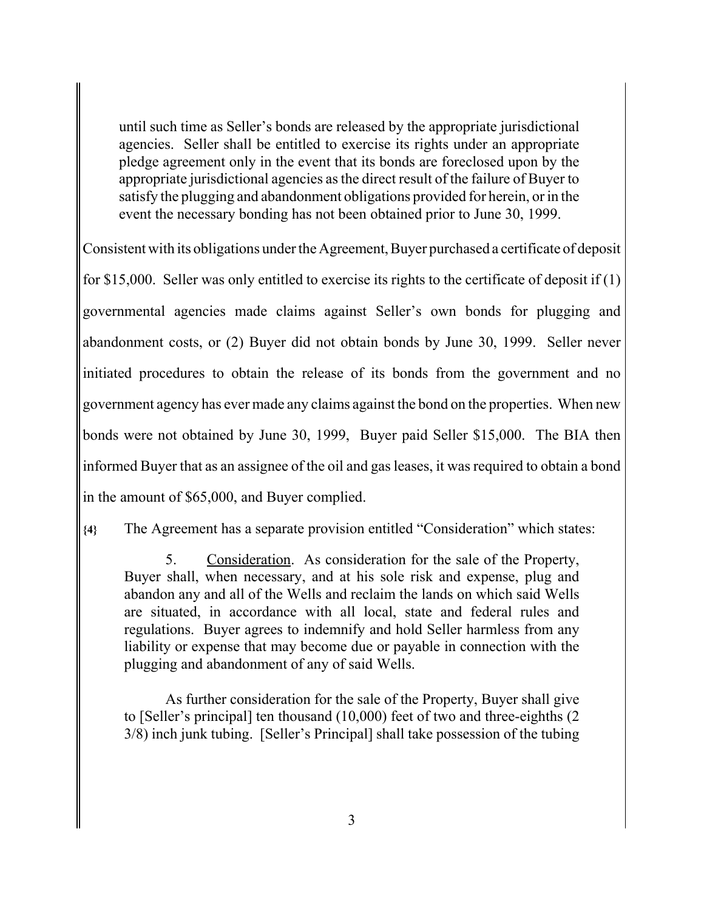> until such time as Seller's bonds are released by the appropriate jurisdictional agencies. Seller shall be entitled to exercise its rights under an appropriate pledge agreement only in the event that its bonds are foreclosed upon by the appropriate jurisdictional agencies as the direct result of the failure of Buyer to satisfy the plugging and abandonment obligations provided for herein, or in the event the necessary bonding has not been obtained prior to June 30, 1999.

Consistent with its obligations under the Agreement, Buyer purchased a certificate of deposit for $15,000. Seller was only entitled to exercise its rights to the certificate of deposit if (1) governmental agencies made claims against Seller's own bonds for plugging and abandonment costs, or (2) Buyer did not obtain bonds by June 30, 1999. Seller never initiated procedures to obtain the release of its bonds from the government and no government agency has ever made any claims against the bond on the properties. When new bonds were not obtained by June 30, 1999, Buyer paid Seller $15,000. The BIA then informed Buyer that as an assignee of the oil and gas leases, it was required to obtain a bond in the amount of $65,000, and Buyer complied.

{4} The Agreement has a separate provision entitled "Consideration" which states:

> 5. Consideration. As consideration for the sale of the Property, Buyer shall, when necessary, and at his sole risk and expense, plug and abandon any and all of the Wells and reclaim the lands on which said Wells are situated, in accordance with all local, state and federal rules and regulations. Buyer agrees to indemnify and hold Seller harmless from any liability or expense that may become due or payable in connection with the plugging and abandonment of any of said Wells.
>
> As further consideration for the sale of the Property, Buyer shall give to [Seller's principal] ten thousand (10,000) feet of two and three-eighths (2 3/8) inch junk tubing. [Seller's Principal] shall take possession of the tubing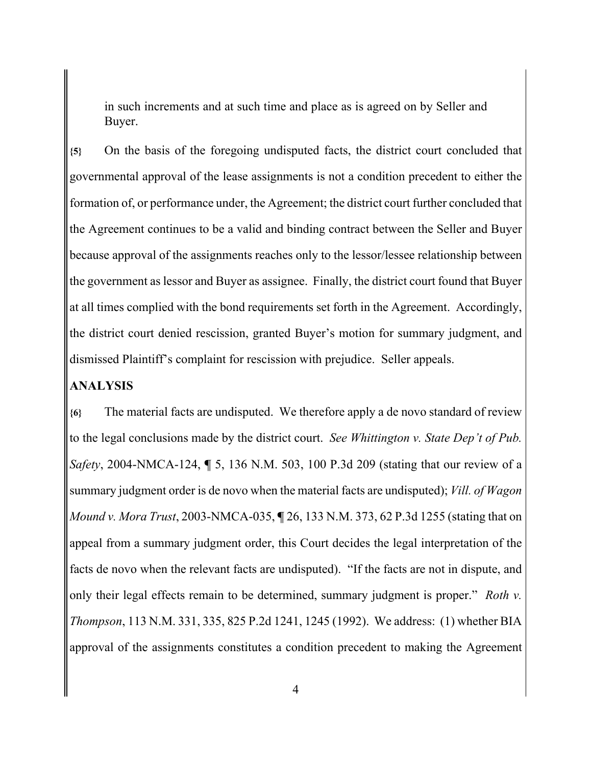in such increments and at such time and place as is agreed on by Seller and Buyer.

{5} On the basis of the foregoing undisputed facts, the district court concluded that governmental approval of the lease assignments is not a condition precedent to either the formation of, or performance under, the Agreement; the district court further concluded that the Agreement continues to be a valid and binding contract between the Seller and Buyer because approval of the assignments reaches only to the lessor/lessee relationship between the government as lessor and Buyer as assignee. Finally, the district court found that Buyer at all times complied with the bond requirements set forth in the Agreement. Accordingly, the district court denied rescission, granted Buyer's motion for summary judgment, and dismissed Plaintiff's complaint for rescission with prejudice. Seller appeals.

**ANALYSIS**

{6} The material facts are undisputed. We therefore apply a de novo standard of review to the legal conclusions made by the district court. *See Whittington v. State Dep't of Pub. Safety*, 2004-NMCA-124, ¶ 5, 136 N.M. 503, 100 P.3d 209 (stating that our review of a summary judgment order is de novo when the material facts are undisputed); *Vill. of Wagon Mound v. Mora Trust*, 2003-NMCA-035, ¶ 26, 133 N.M. 373, 62 P.3d 1255 (stating that on appeal from a summary judgment order, this Court decides the legal interpretation of the facts de novo when the relevant facts are undisputed). "If the facts are not in dispute, and only their legal effects remain to be determined, summary judgment is proper." *Roth v. Thompson*, 113 N.M. 331, 335, 825 P.2d 1241, 1245 (1992). We address: (1) whether BIA approval of the assignments constitutes a condition precedent to making the Agreement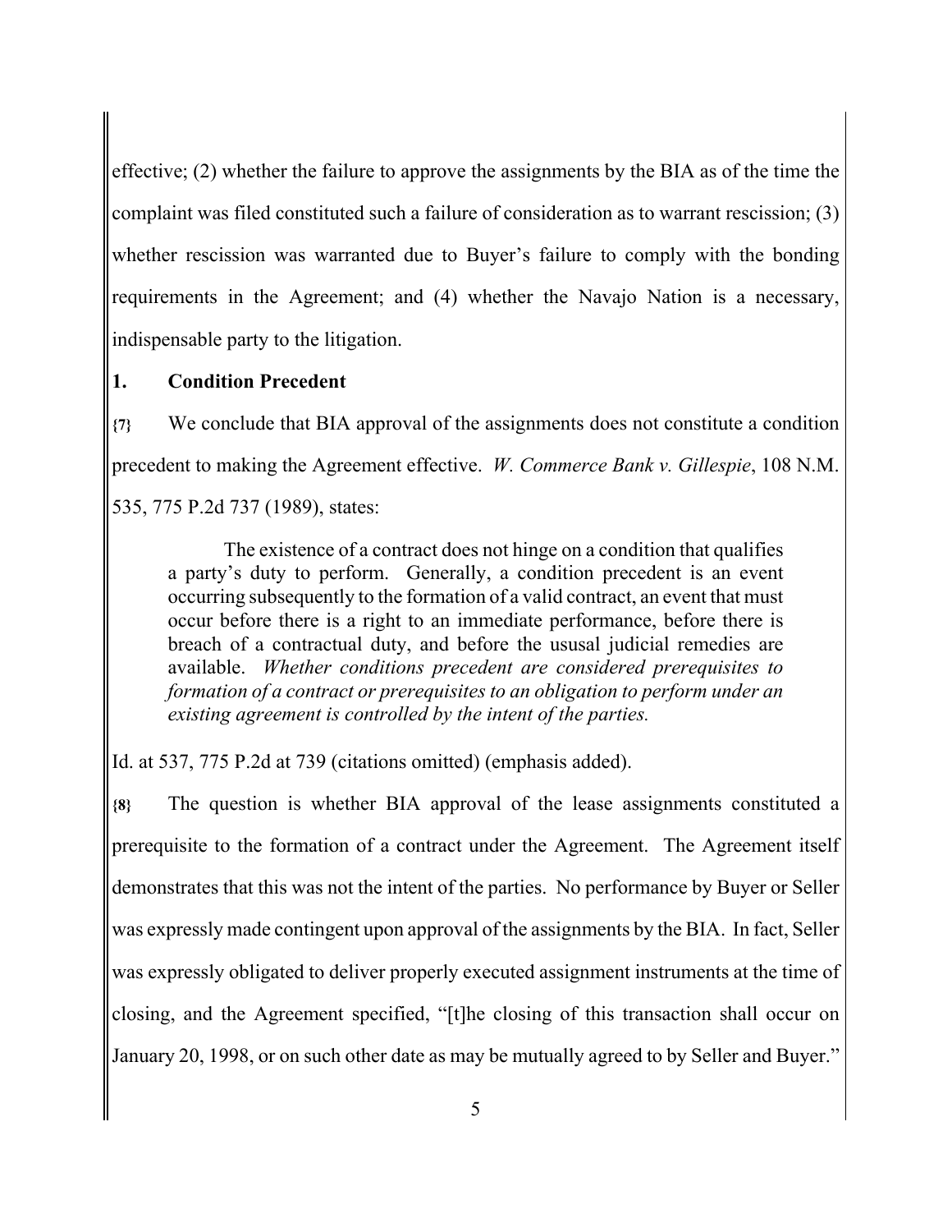effective; (2) whether the failure to approve the assignments by the BIA as of the time the complaint was filed constituted such a failure of consideration as to warrant rescission; (3) whether rescission was warranted due to Buyer's failure to comply with the bonding requirements in the Agreement; and (4) whether the Navajo Nation is a necessary, indispensable party to the litigation.

## 1. Condition Precedent

**{7}** We conclude that BIA approval of the assignments does not constitute a condition precedent to making the Agreement effective. *W. Commerce Bank v. Gillespie*, 108 N.M. 535, 775 P.2d 737 (1989), states:

> The existence of a contract does not hinge on a condition that qualifies a party's duty to perform. Generally, a condition precedent is an event occurring subsequently to the formation of a valid contract, an event that must occur before there is a right to an immediate performance, before there is breach of a contractual duty, and before the ususal judicial remedies are available. *Whether conditions precedent are considered prerequisites to formation of a contract or prerequisites to an obligation to perform under an existing agreement is controlled by the intent of the parties.*

Id. at 537, 775 P.2d at 739 (citations omitted) (emphasis added).

**{8}** The question is whether BIA approval of the lease assignments constituted a prerequisite to the formation of a contract under the Agreement. The Agreement itself demonstrates that this was not the intent of the parties. No performance by Buyer or Seller was expressly made contingent upon approval of the assignments by the BIA. In fact, Seller was expressly obligated to deliver properly executed assignment instruments at the time of closing, and the Agreement specified, "[t]he closing of this transaction shall occur on January 20, 1998, or on such other date as may be mutually agreed to by Seller and Buyer."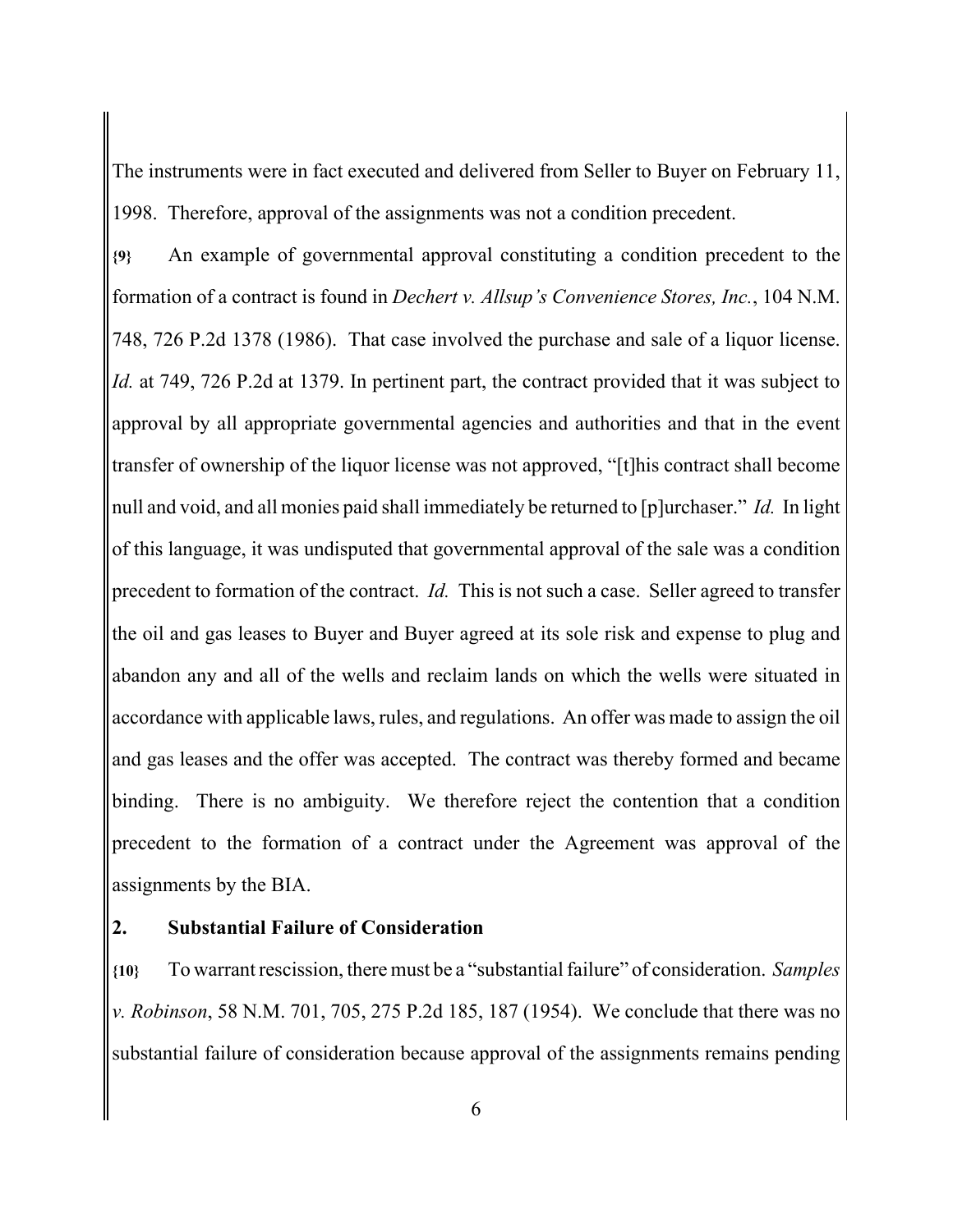The instruments were in fact executed and delivered from Seller to Buyer on February 11, 1998. Therefore, approval of the assignments was not a condition precedent.

**{9}** An example of governmental approval constituting a condition precedent to the formation of a contract is found in *Dechert v. Allsup's Convenience Stores, Inc.*, 104 N.M. 748, 726 P.2d 1378 (1986). That case involved the purchase and sale of a liquor license. *Id.* at 749, 726 P.2d at 1379. In pertinent part, the contract provided that it was subject to approval by all appropriate governmental agencies and authorities and that in the event transfer of ownership of the liquor license was not approved, "[t]his contract shall become null and void, and all monies paid shall immediately be returned to [p]urchaser." *Id.* In light of this language, it was undisputed that governmental approval of the sale was a condition precedent to formation of the contract. *Id.* This is not such a case. Seller agreed to transfer the oil and gas leases to Buyer and Buyer agreed at its sole risk and expense to plug and abandon any and all of the wells and reclaim lands on which the wells were situated in accordance with applicable laws, rules, and regulations. An offer was made to assign the oil and gas leases and the offer was accepted. The contract was thereby formed and became binding. There is no ambiguity. We therefore reject the contention that a condition precedent to the formation of a contract under the Agreement was approval of the assignments by the BIA.

## 2. Substantial Failure of Consideration

**{10}** To warrant rescission, there must be a "substantial failure" of consideration. *Samples v. Robinson*, 58 N.M. 701, 705, 275 P.2d 185, 187 (1954). We conclude that there was no substantial failure of consideration because approval of the assignments remains pending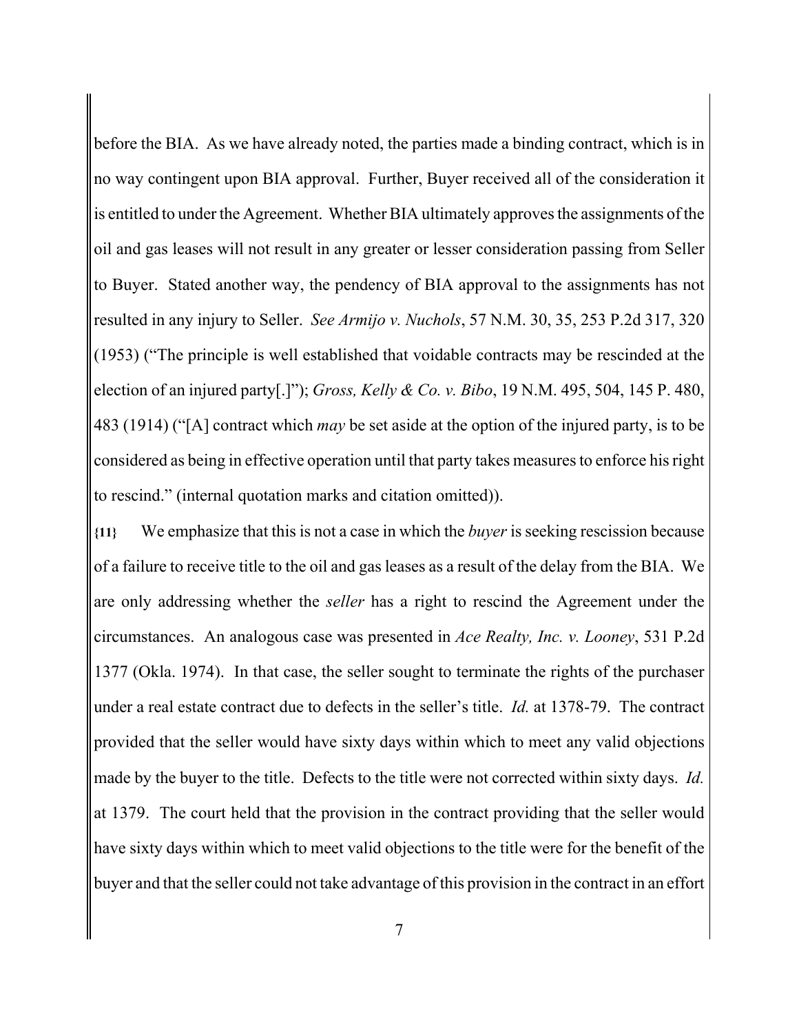before the BIA. As we have already noted, the parties made a binding contract, which is in no way contingent upon BIA approval. Further, Buyer received all of the consideration it is entitled to under the Agreement. Whether BIA ultimately approves the assignments of the oil and gas leases will not result in any greater or lesser consideration passing from Seller to Buyer. Stated another way, the pendency of BIA approval to the assignments has not resulted in any injury to Seller. *See Armijo v. Nuchols*, 57 N.M. 30, 35, 253 P.2d 317, 320 (1953) ("The principle is well established that voidable contracts may be rescinded at the election of an injured party[.]"); *Gross, Kelly & Co. v. Bibo*, 19 N.M. 495, 504, 145 P. 480, 483 (1914) ("[A] contract which *may* be set aside at the option of the injured party, is to be considered as being in effective operation until that party takes measures to enforce his right to rescind." (internal quotation marks and citation omitted)).

**{11}** We emphasize that this is not a case in which the *buyer* is seeking rescission because of a failure to receive title to the oil and gas leases as a result of the delay from the BIA. We are only addressing whether the *seller* has a right to rescind the Agreement under the circumstances. An analogous case was presented in *Ace Realty, Inc. v. Looney*, 531 P.2d 1377 (Okla. 1974). In that case, the seller sought to terminate the rights of the purchaser under a real estate contract due to defects in the seller's title. *Id.* at 1378-79. The contract provided that the seller would have sixty days within which to meet any valid objections made by the buyer to the title. Defects to the title were not corrected within sixty days. *Id.* at 1379. The court held that the provision in the contract providing that the seller would have sixty days within which to meet valid objections to the title were for the benefit of the buyer and that the seller could not take advantage of this provision in the contract in an effort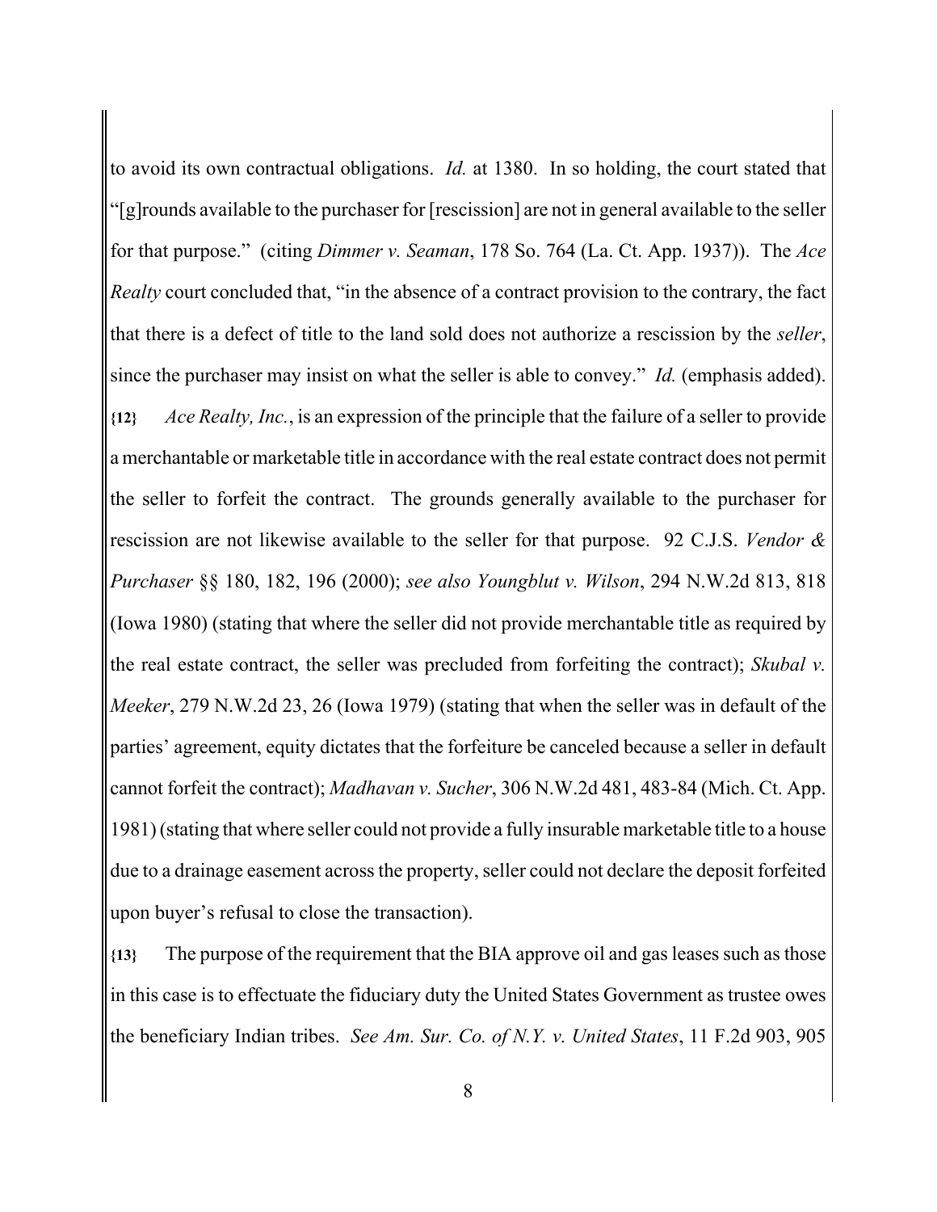to avoid its own contractual obligations. *Id.* at 1380. In so holding, the court stated that "[g]rounds available to the purchaser for [rescission] are not in general available to the seller for that purpose." (citing *Dimmer v. Seaman*, 178 So. 764 (La. Ct. App. 1937)). The *Ace Realty* court concluded that, "in the absence of a contract provision to the contrary, the fact that there is a defect of title to the land sold does not authorize a rescission by the *seller*, since the purchaser may insist on what the seller is able to convey." *Id.* (emphasis added).

**{12}** *Ace Realty, Inc.*, is an expression of the principle that the failure of a seller to provide a merchantable or marketable title in accordance with the real estate contract does not permit the seller to forfeit the contract. The grounds generally available to the purchaser for rescission are not likewise available to the seller for that purpose. 92 C.J.S. *Vendor & Purchaser* §§ 180, 182, 196 (2000); *see also Youngblut v. Wilson*, 294 N.W.2d 813, 818 (Iowa 1980) (stating that where the seller did not provide merchantable title as required by the real estate contract, the seller was precluded from forfeiting the contract); *Skubal v. Meeker*, 279 N.W.2d 23, 26 (Iowa 1979) (stating that when the seller was in default of the parties' agreement, equity dictates that the forfeiture be canceled because a seller in default cannot forfeit the contract); *Madhavan v. Sucher*, 306 N.W.2d 481, 483-84 (Mich. Ct. App. 1981) (stating that where seller could not provide a fully insurable marketable title to a house due to a drainage easement across the property, seller could not declare the deposit forfeited upon buyer's refusal to close the transaction).

**{13}** The purpose of the requirement that the BIA approve oil and gas leases such as those in this case is to effectuate the fiduciary duty the United States Government as trustee owes the beneficiary Indian tribes. *See Am. Sur. Co. of N.Y. v. United States*, 11 F.2d 903, 905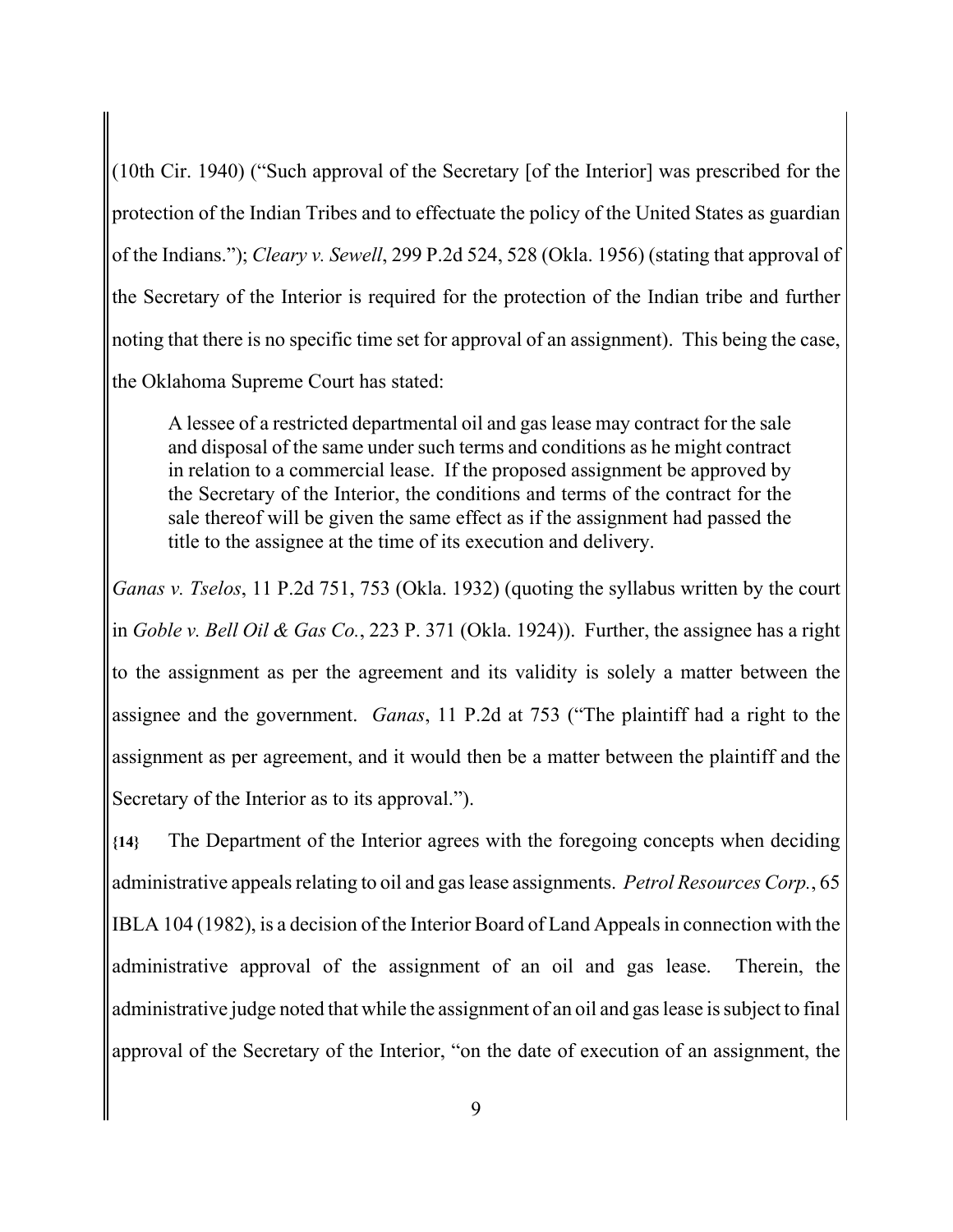(10th Cir. 1940) ("Such approval of the Secretary [of the Interior] was prescribed for the protection of the Indian Tribes and to effectuate the policy of the United States as guardian of the Indians."); *Cleary v. Sewell*, 299 P.2d 524, 528 (Okla. 1956) (stating that approval of the Secretary of the Interior is required for the protection of the Indian tribe and further noting that there is no specific time set for approval of an assignment). This being the case, the Oklahoma Supreme Court has stated:

> A lessee of a restricted departmental oil and gas lease may contract for the sale and disposal of the same under such terms and conditions as he might contract in relation to a commercial lease. If the proposed assignment be approved by the Secretary of the Interior, the conditions and terms of the contract for the sale thereof will be given the same effect as if the assignment had passed the title to the assignee at the time of its execution and delivery.

*Ganas v. Tselos*, 11 P.2d 751, 753 (Okla. 1932) (quoting the syllabus written by the court in *Goble v. Bell Oil & Gas Co.*, 223 P. 371 (Okla. 1924)). Further, the assignee has a right to the assignment as per the agreement and its validity is solely a matter between the assignee and the government. *Ganas*, 11 P.2d at 753 ("The plaintiff had a right to the assignment as per agreement, and it would then be a matter between the plaintiff and the Secretary of the Interior as to its approval.").

**{14}** The Department of the Interior agrees with the foregoing concepts when deciding administrative appeals relating to oil and gas lease assignments. *Petrol Resources Corp.*, 65 IBLA 104 (1982), is a decision of the Interior Board of Land Appeals in connection with the administrative approval of the assignment of an oil and gas lease. Therein, the administrative judge noted that while the assignment of an oil and gas lease is subject to final approval of the Secretary of the Interior, "on the date of execution of an assignment, the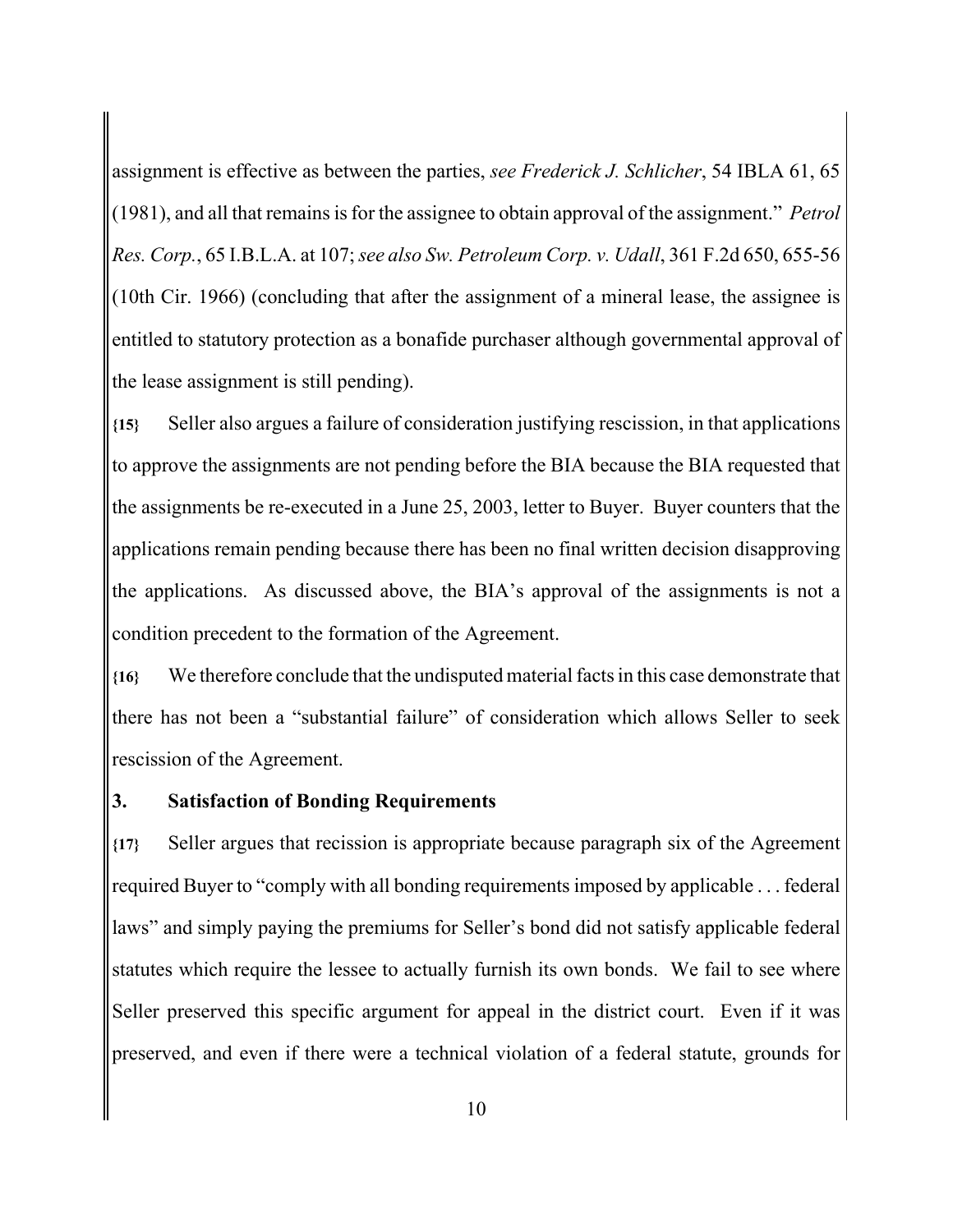assignment is effective as between the parties, *see Frederick J. Schlicher*, 54 IBLA 61, 65 (1981), and all that remains is for the assignee to obtain approval of the assignment." *Petrol Res. Corp.*, 65 I.B.L.A. at 107; *see also Sw. Petroleum Corp. v. Udall*, 361 F.2d 650, 655-56 (10th Cir. 1966) (concluding that after the assignment of a mineral lease, the assignee is entitled to statutory protection as a bonafide purchaser although governmental approval of the lease assignment is still pending).

**{15}** Seller also argues a failure of consideration justifying rescission, in that applications to approve the assignments are not pending before the BIA because the BIA requested that the assignments be re-executed in a June 25, 2003, letter to Buyer. Buyer counters that the applications remain pending because there has been no final written decision disapproving the applications. As discussed above, the BIA's approval of the assignments is not a condition precedent to the formation of the Agreement.

**{16}** We therefore conclude that the undisputed material facts in this case demonstrate that there has not been a "substantial failure" of consideration which allows Seller to seek rescission of the Agreement.

### 3. Satisfaction of Bonding Requirements

**{17}** Seller argues that recission is appropriate because paragraph six of the Agreement required Buyer to "comply with all bonding requirements imposed by applicable . . . federal laws" and simply paying the premiums for Seller's bond did not satisfy applicable federal statutes which require the lessee to actually furnish its own bonds. We fail to see where Seller preserved this specific argument for appeal in the district court. Even if it was preserved, and even if there were a technical violation of a federal statute, grounds for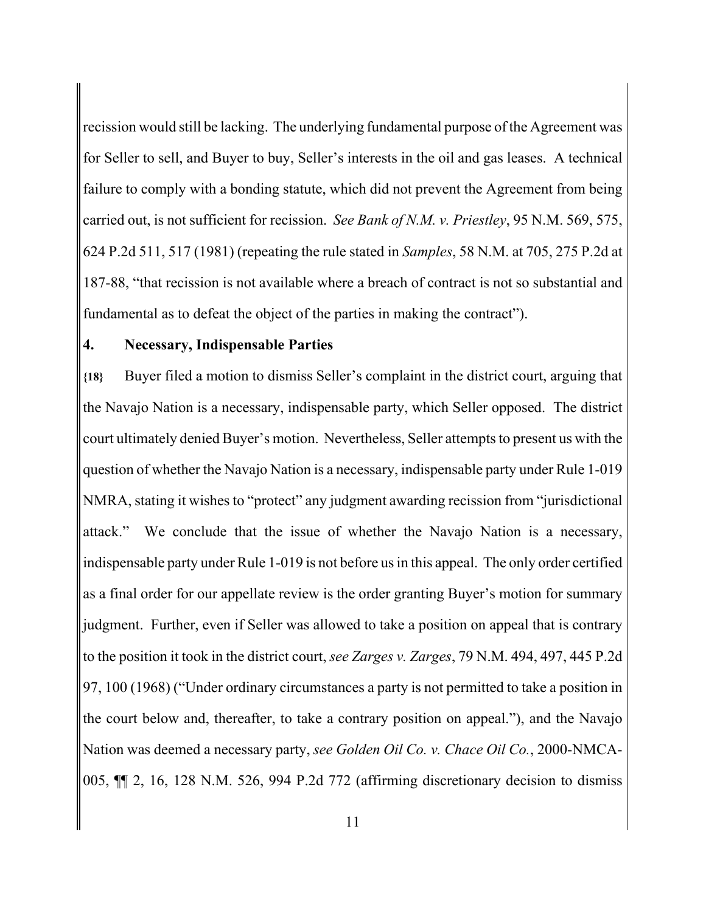recission would still be lacking. The underlying fundamental purpose of the Agreement was for Seller to sell, and Buyer to buy, Seller's interests in the oil and gas leases. A technical failure to comply with a bonding statute, which did not prevent the Agreement from being carried out, is not sufficient for recission. *See Bank of N.M. v. Priestley*, 95 N.M. 569, 575, 624 P.2d 511, 517 (1981) (repeating the rule stated in *Samples*, 58 N.M. at 705, 275 P.2d at 187-88, "that recission is not available where a breach of contract is not so substantial and fundamental as to defeat the object of the parties in making the contract").

## 4. Necessary, Indispensable Parties

**{18}** Buyer filed a motion to dismiss Seller's complaint in the district court, arguing that the Navajo Nation is a necessary, indispensable party, which Seller opposed. The district court ultimately denied Buyer's motion. Nevertheless, Seller attempts to present us with the question of whether the Navajo Nation is a necessary, indispensable party under Rule 1-019 NMRA, stating it wishes to "protect" any judgment awarding recission from "jurisdictional attack." We conclude that the issue of whether the Navajo Nation is a necessary, indispensable party under Rule 1-019 is not before us in this appeal. The only order certified as a final order for our appellate review is the order granting Buyer's motion for summary judgment. Further, even if Seller was allowed to take a position on appeal that is contrary to the position it took in the district court, *see Zarges v. Zarges*, 79 N.M. 494, 497, 445 P.2d 97, 100 (1968) ("Under ordinary circumstances a party is not permitted to take a position in the court below and, thereafter, to take a contrary position on appeal."), and the Navajo Nation was deemed a necessary party, *see Golden Oil Co. v. Chace Oil Co.*, 2000-NMCA-005, ¶¶ 2, 16, 128 N.M. 526, 994 P.2d 772 (affirming discretionary decision to dismiss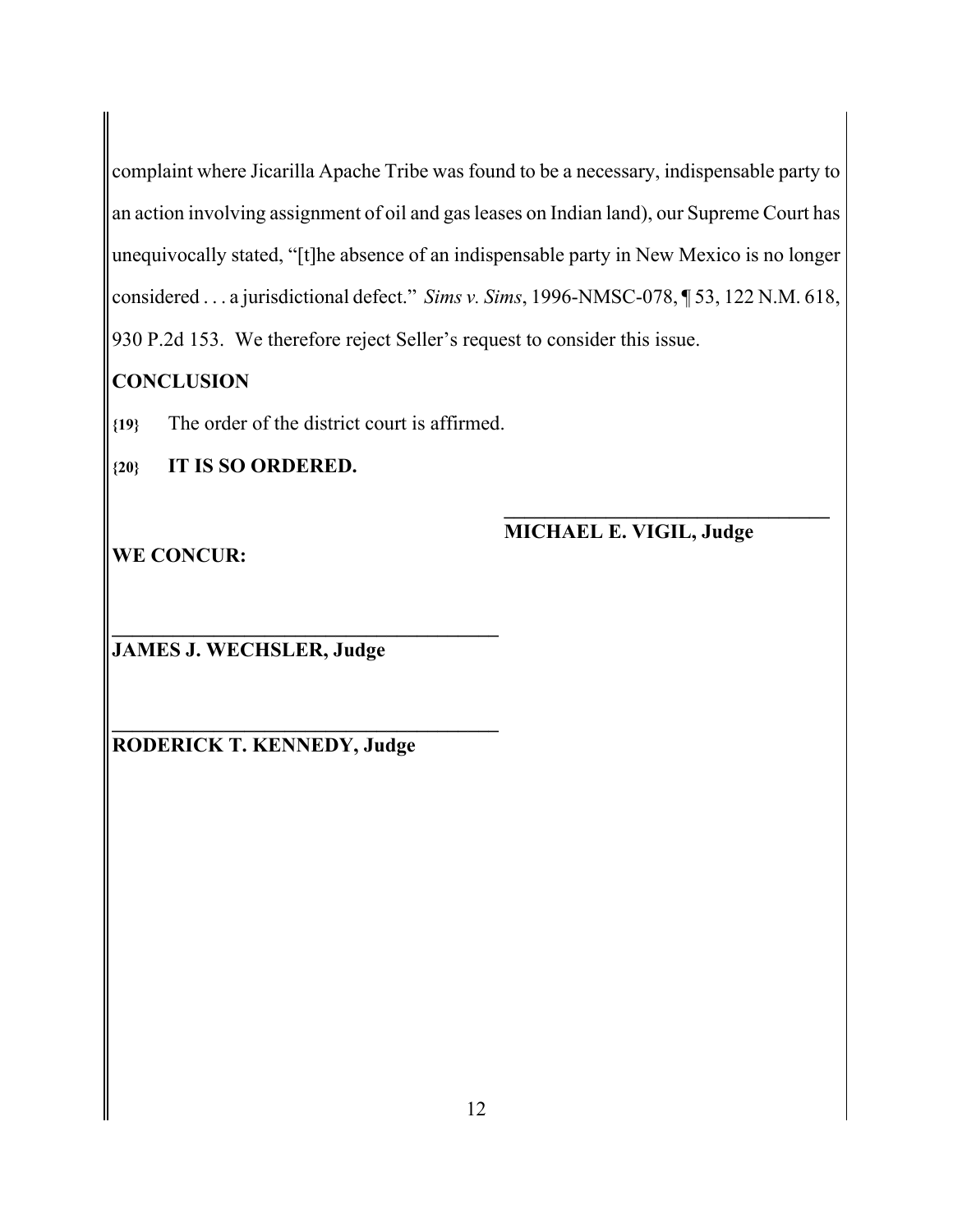complaint where Jicarilla Apache Tribe was found to be a necessary, indispensable party to an action involving assignment of oil and gas leases on Indian land), our Supreme Court has unequivocally stated, "[t]he absence of an indispensable party in New Mexico is no longer considered . . . a jurisdictional defect." *Sims v. Sims*, 1996-NMSC-078, ¶ 53, 122 N.M. 618, 930 P.2d 153. We therefore reject Seller's request to consider this issue.

## CONCLUSION

{19} The order of the district court is affirmed.

{20} **IT IS SO ORDERED.**

**MICHAEL E. VIGIL, Judge**

**WE CONCUR:**

**JAMES J. WECHSLER, Judge**

**RODERICK T. KENNEDY, Judge**